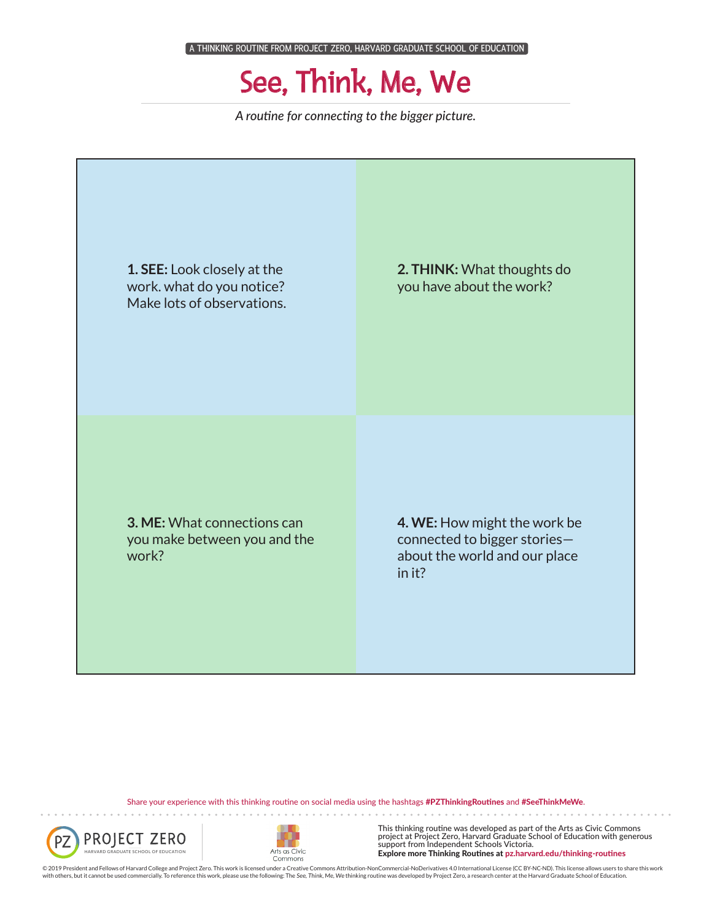A THINKING ROUTINE FROM PROJECT ZERO, HARVARD GRADUATE SCHOOL OF EDUCATION

# See, Think, Me, We

*A routine for connecting to the bigger picture.*

**1. SEE:** Look closely at the work. what do you notice? Make lots of observations.

**2. THINK:** What thoughts do you have about the work?

**3. ME:** What connections can you make between you and the work?

**4. WE:** How might the work be connected to bigger stories—about the world and our place in it?

Share your experience with this thinking routine on social media using the hashtags **#PZThinkingRoutines** and **#SeeThinkMeWe**.

PROJECT ZERO
HARVARD GRADUATE SCHOOL OF EDUCATION

Arts as Civic Commons

This thinking routine was developed as part of the Arts as Civic Commons project at Project Zero, Harvard Graduate School of Education with generous support from Independent Schools Victoria.
**Explore more Thinking Routines at pz.harvard.edu/thinking-routines**

© 2019 President and Fellows of Harvard College and Project Zero. This work is licensed under a Creative Commons Attribution-NonCommercial-NoDerivatives 4.0 International License (CC BY-NC-ND). This license allows users to share this work with others, but it cannot be used commercially. To reference this work, please use the following: The See, Think, Me, We thinking routine was developed by Project Zero, a research center at the Harvard Graduate School of Education.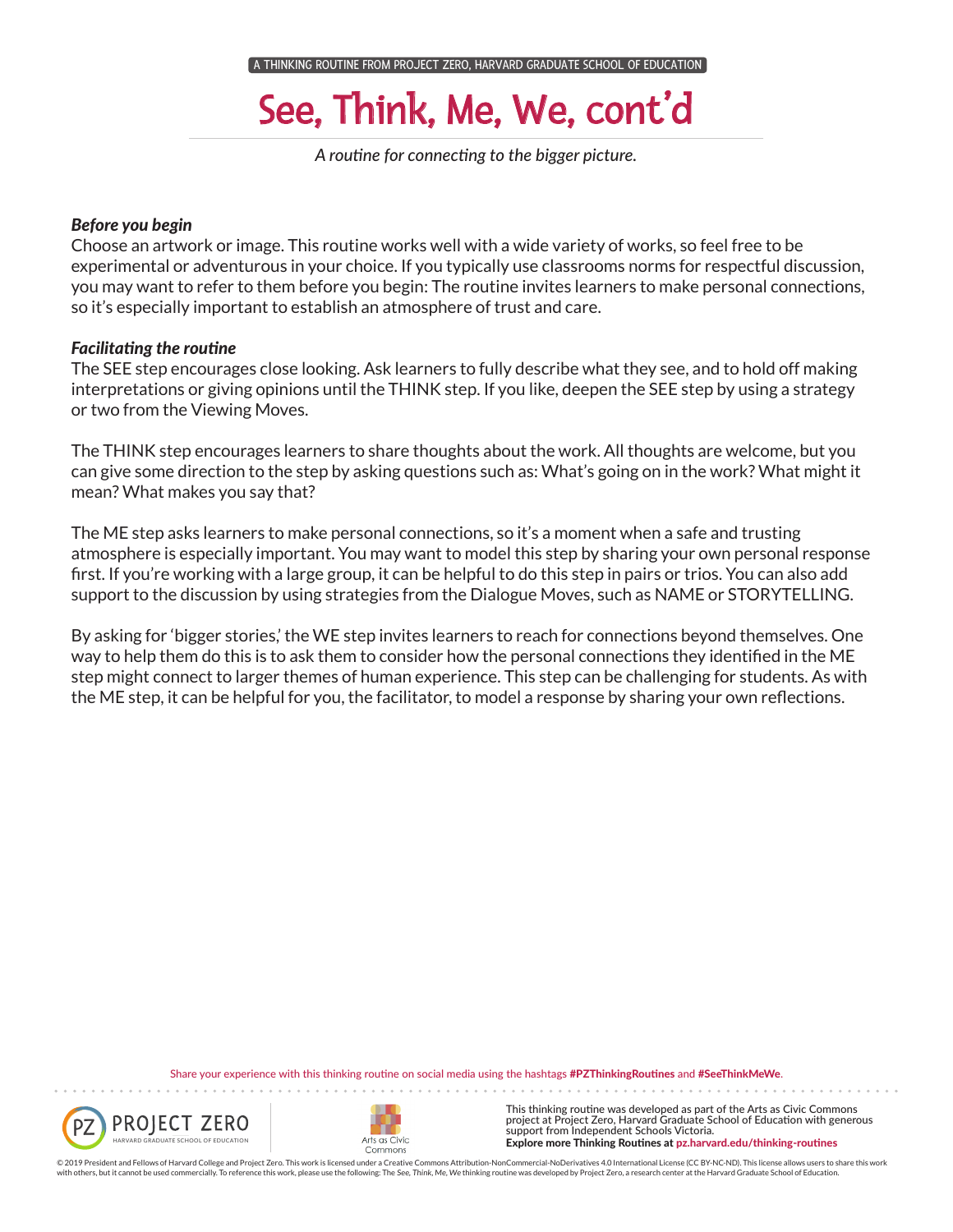A THINKING ROUTINE FROM PROJECT ZERO, HARVARD GRADUATE SCHOOL OF EDUCATION

# See, Think, Me, We, cont'd

*A routine for connecting to the bigger picture.*

***Before you begin***

Choose an artwork or image. This routine works well with a wide variety of works, so feel free to be experimental or adventurous in your choice. If you typically use classrooms norms for respectful discussion, you may want to refer to them before you begin: The routine invites learners to make personal connections, so it's especially important to establish an atmosphere of trust and care.

***Facilitating the routine***

The SEE step encourages close looking. Ask learners to fully describe what they see, and to hold off making interpretations or giving opinions until the THINK step. If you like, deepen the SEE step by using a strategy or two from the Viewing Moves.

The THINK step encourages learners to share thoughts about the work. All thoughts are welcome, but you can give some direction to the step by asking questions such as: What's going on in the work? What might it mean? What makes you say that?

The ME step asks learners to make personal connections, so it's a moment when a safe and trusting atmosphere is especially important. You may want to model this step by sharing your own personal response first. If you're working with a large group, it can be helpful to do this step in pairs or trios. You can also add support to the discussion by using strategies from the Dialogue Moves, such as NAME or STORYTELLING.

By asking for 'bigger stories,' the WE step invites learners to reach for connections beyond themselves. One way to help them do this is to ask them to consider how the personal connections they identified in the ME step might connect to larger themes of human experience. This step can be challenging for students. As with the ME step, it can be helpful for you, the facilitator, to model a response by sharing your own reflections.

Share your experience with this thinking routine on social media using the hashtags **#PZThinkingRoutines** and **#SeeThinkMeWe**.

PROJECT ZERO
HARVARD GRADUATE SCHOOL OF EDUCATION

Arts as Civic Commons

This thinking routine was developed as part of the Arts as Civic Commons project at Project Zero, Harvard Graduate School of Education with generous support from Independent Schools Victoria.
**Explore more Thinking Routines at pz.harvard.edu/thinking-routines**

© 2019 President and Fellows of Harvard College and Project Zero. This work is licensed under a Creative Commons Attribution-NonCommercial-NoDerivatives 4.0 International License (CC BY-NC-ND). This license allows users to share this work with others, but it cannot be used commercially. To reference this work, please use the following: The *See, Think, Me, We* thinking routine was developed by Project Zero, a research center at the Harvard Graduate School of Education.